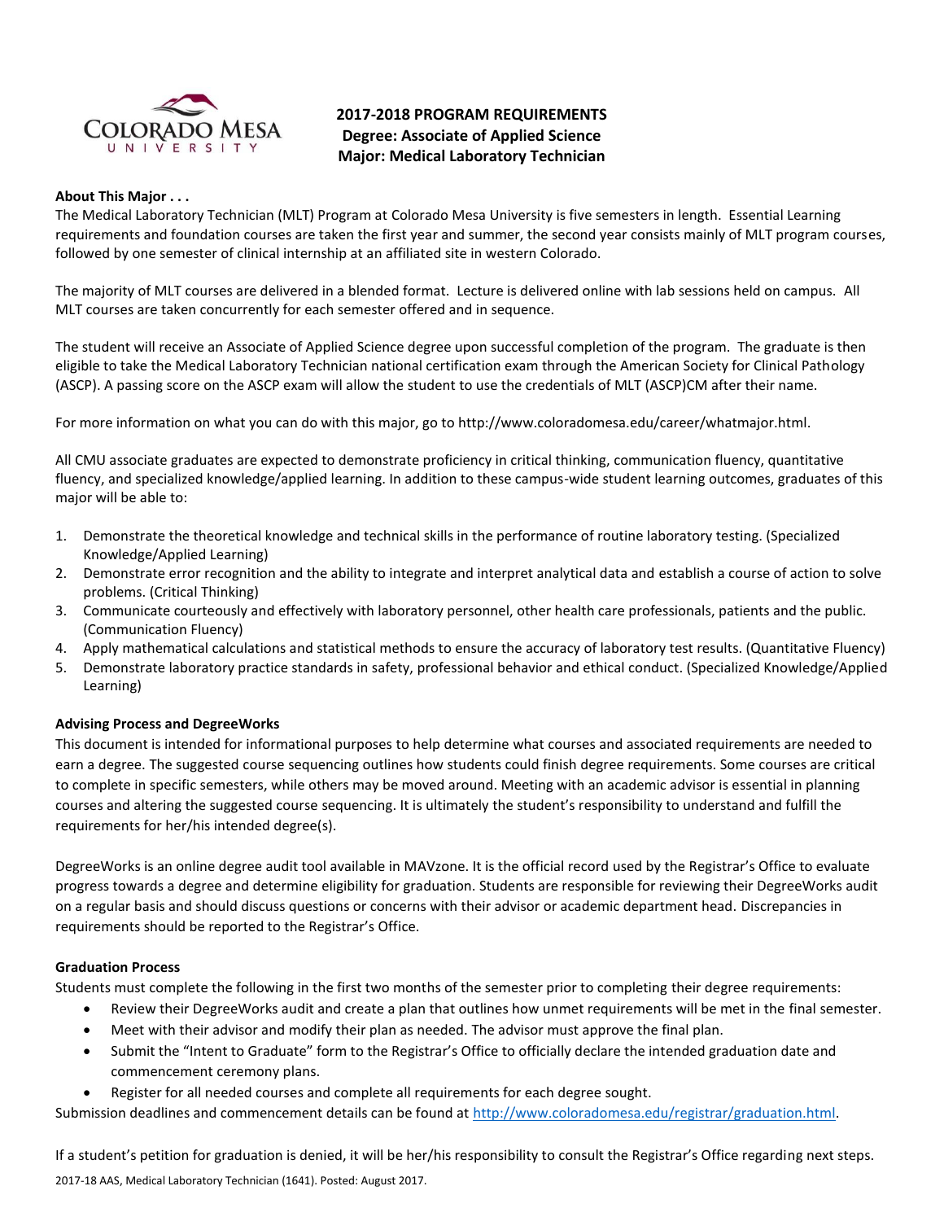# 2017-2018 PROGRAM REQUIREMENTS
## Degree: Associate of Applied Science
## Major: Medical Laboratory Technician

**About This Major . . .**

The Medical Laboratory Technician (MLT) Program at Colorado Mesa University is five semesters in length. Essential Learning requirements and foundation courses are taken the first year and summer, the second year consists mainly of MLT program courses, followed by one semester of clinical internship at an affiliated site in western Colorado.

The majority of MLT courses are delivered in a blended format. Lecture is delivered online with lab sessions held on campus. All MLT courses are taken concurrently for each semester offered and in sequence.

The student will receive an Associate of Applied Science degree upon successful completion of the program. The graduate is then eligible to take the Medical Laboratory Technician national certification exam through the American Society for Clinical Pathology (ASCP). A passing score on the ASCP exam will allow the student to use the credentials of MLT (ASCP)CM after their name.

For more information on what you can do with this major, go to http://www.coloradomesa.edu/career/whatmajor.html.

All CMU associate graduates are expected to demonstrate proficiency in critical thinking, communication fluency, quantitative fluency, and specialized knowledge/applied learning. In addition to these campus-wide student learning outcomes, graduates of this major will be able to:

1. Demonstrate the theoretical knowledge and technical skills in the performance of routine laboratory testing. (Specialized Knowledge/Applied Learning)
2. Demonstrate error recognition and the ability to integrate and interpret analytical data and establish a course of action to solve problems. (Critical Thinking)
3. Communicate courteously and effectively with laboratory personnel, other health care professionals, patients and the public. (Communication Fluency)
4. Apply mathematical calculations and statistical methods to ensure the accuracy of laboratory test results. (Quantitative Fluency)
5. Demonstrate laboratory practice standards in safety, professional behavior and ethical conduct. (Specialized Knowledge/Applied Learning)

**Advising Process and DegreeWorks**

This document is intended for informational purposes to help determine what courses and associated requirements are needed to earn a degree. The suggested course sequencing outlines how students could finish degree requirements. Some courses are critical to complete in specific semesters, while others may be moved around. Meeting with an academic advisor is essential in planning courses and altering the suggested course sequencing. It is ultimately the student's responsibility to understand and fulfill the requirements for her/his intended degree(s).

DegreeWorks is an online degree audit tool available in MAVzone. It is the official record used by the Registrar's Office to evaluate progress towards a degree and determine eligibility for graduation. Students are responsible for reviewing their DegreeWorks audit on a regular basis and should discuss questions or concerns with their advisor or academic department head. Discrepancies in requirements should be reported to the Registrar's Office.

**Graduation Process**

Students must complete the following in the first two months of the semester prior to completing their degree requirements:

- Review their DegreeWorks audit and create a plan that outlines how unmet requirements will be met in the final semester.
- Meet with their advisor and modify their plan as needed. The advisor must approve the final plan.
- Submit the "Intent to Graduate" form to the Registrar's Office to officially declare the intended graduation date and commencement ceremony plans.
- Register for all needed courses and complete all requirements for each degree sought.

Submission deadlines and commencement details can be found at http://www.coloradomesa.edu/registrar/graduation.html.

If a student's petition for graduation is denied, it will be her/his responsibility to consult the Registrar's Office regarding next steps.

2017-18 AAS, Medical Laboratory Technician (1641). Posted: August 2017.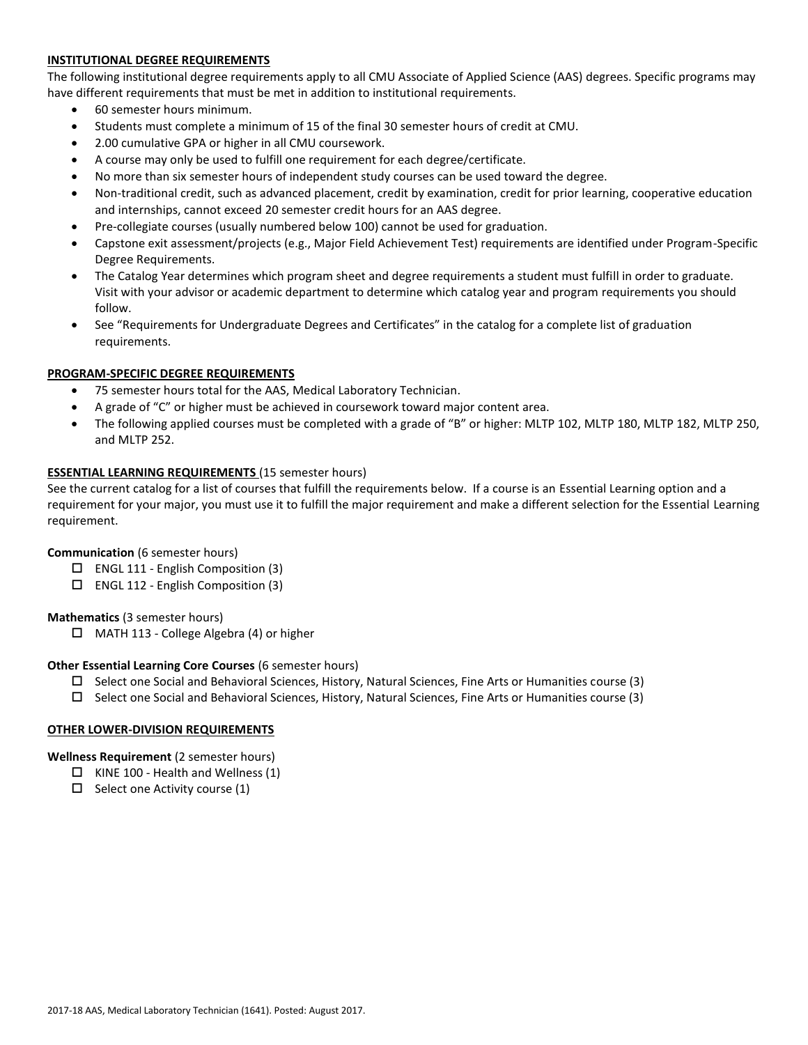## INSTITUTIONAL DEGREE REQUIREMENTS

The following institutional degree requirements apply to all CMU Associate of Applied Science (AAS) degrees. Specific programs may have different requirements that must be met in addition to institutional requirements.

- 60 semester hours minimum.
- Students must complete a minimum of 15 of the final 30 semester hours of credit at CMU.
- 2.00 cumulative GPA or higher in all CMU coursework.
- A course may only be used to fulfill one requirement for each degree/certificate.
- No more than six semester hours of independent study courses can be used toward the degree.
- Non-traditional credit, such as advanced placement, credit by examination, credit for prior learning, cooperative education and internships, cannot exceed 20 semester credit hours for an AAS degree.
- Pre-collegiate courses (usually numbered below 100) cannot be used for graduation.
- Capstone exit assessment/projects (e.g., Major Field Achievement Test) requirements are identified under Program-Specific Degree Requirements.
- The Catalog Year determines which program sheet and degree requirements a student must fulfill in order to graduate. Visit with your advisor or academic department to determine which catalog year and program requirements you should follow.
- See "Requirements for Undergraduate Degrees and Certificates" in the catalog for a complete list of graduation requirements.

## PROGRAM-SPECIFIC DEGREE REQUIREMENTS

- 75 semester hours total for the AAS, Medical Laboratory Technician.
- A grade of "C" or higher must be achieved in coursework toward major content area.
- The following applied courses must be completed with a grade of "B" or higher: MLTP 102, MLTP 180, MLTP 182, MLTP 250, and MLTP 252.

## ESSENTIAL LEARNING REQUIREMENTS (15 semester hours)

See the current catalog for a list of courses that fulfill the requirements below. If a course is an Essential Learning option and a requirement for your major, you must use it to fulfill the major requirement and make a different selection for the Essential Learning requirement.

**Communication** (6 semester hours)

- ☐ ENGL 111 - English Composition (3)
- ☐ ENGL 112 - English Composition (3)

**Mathematics** (3 semester hours)

- ☐ MATH 113 - College Algebra (4) or higher

**Other Essential Learning Core Courses** (6 semester hours)

- ☐ Select one Social and Behavioral Sciences, History, Natural Sciences, Fine Arts or Humanities course (3)
- ☐ Select one Social and Behavioral Sciences, History, Natural Sciences, Fine Arts or Humanities course (3)

## OTHER LOWER-DIVISION REQUIREMENTS

**Wellness Requirement** (2 semester hours)

- ☐ KINE 100 - Health and Wellness (1)
- ☐ Select one Activity course (1)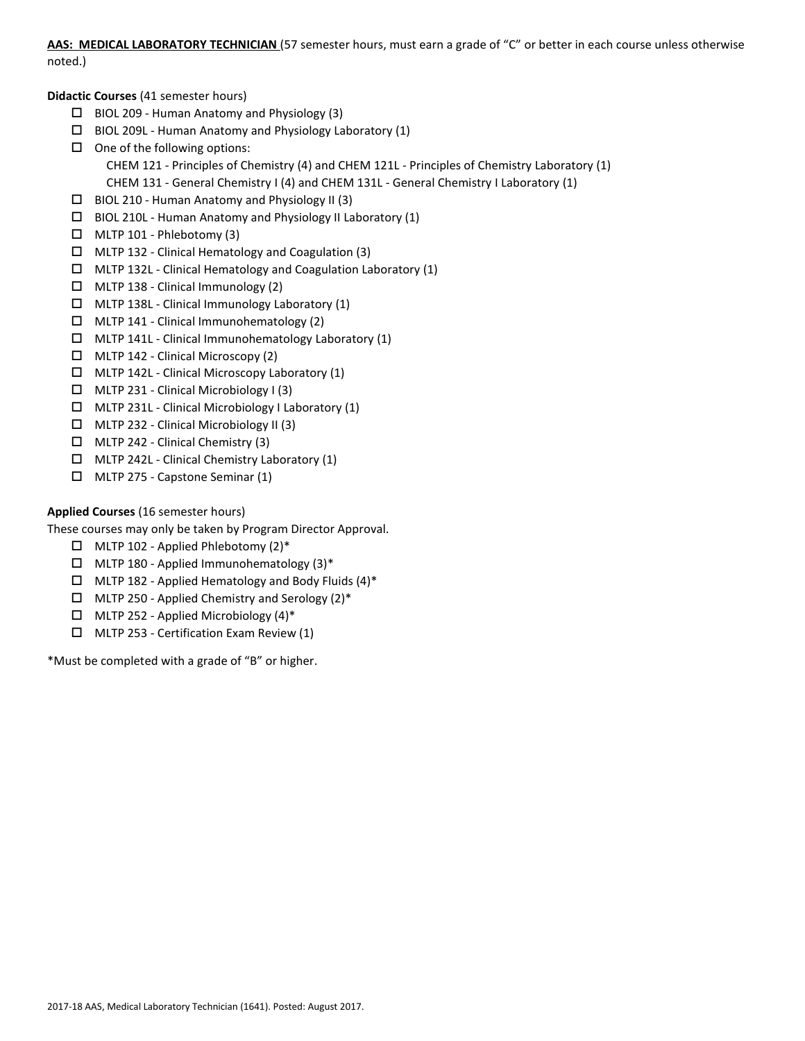**AAS: MEDICAL LABORATORY TECHNICIAN** (57 semester hours, must earn a grade of "C" or better in each course unless otherwise noted.)

**Didactic Courses** (41 semester hours)

- ☐ BIOL 209 - Human Anatomy and Physiology (3)
- ☐ BIOL 209L - Human Anatomy and Physiology Laboratory (1)
- ☐ One of the following options:
  - CHEM 121 - Principles of Chemistry (4) and CHEM 121L - Principles of Chemistry Laboratory (1)
  - CHEM 131 - General Chemistry I (4) and CHEM 131L - General Chemistry I Laboratory (1)
- ☐ BIOL 210 - Human Anatomy and Physiology II (3)
- ☐ BIOL 210L - Human Anatomy and Physiology II Laboratory (1)
- ☐ MLTP 101 - Phlebotomy (3)
- ☐ MLTP 132 - Clinical Hematology and Coagulation (3)
- ☐ MLTP 132L - Clinical Hematology and Coagulation Laboratory (1)
- ☐ MLTP 138 - Clinical Immunology (2)
- ☐ MLTP 138L - Clinical Immunology Laboratory (1)
- ☐ MLTP 141 - Clinical Immunohematology (2)
- ☐ MLTP 141L - Clinical Immunohematology Laboratory (1)
- ☐ MLTP 142 - Clinical Microscopy (2)
- ☐ MLTP 142L - Clinical Microscopy Laboratory (1)
- ☐ MLTP 231 - Clinical Microbiology I (3)
- ☐ MLTP 231L - Clinical Microbiology I Laboratory (1)
- ☐ MLTP 232 - Clinical Microbiology II (3)
- ☐ MLTP 242 - Clinical Chemistry (3)
- ☐ MLTP 242L - Clinical Chemistry Laboratory (1)
- ☐ MLTP 275 - Capstone Seminar (1)

**Applied Courses** (16 semester hours)

These courses may only be taken by Program Director Approval.

- ☐ MLTP 102 - Applied Phlebotomy (2)*
- ☐ MLTP 180 - Applied Immunohematology (3)*
- ☐ MLTP 182 - Applied Hematology and Body Fluids (4)*
- ☐ MLTP 250 - Applied Chemistry and Serology (2)*
- ☐ MLTP 252 - Applied Microbiology (4)*
- ☐ MLTP 253 - Certification Exam Review (1)

*Must be completed with a grade of "B" or higher.

2017-18 AAS, Medical Laboratory Technician (1641). Posted: August 2017.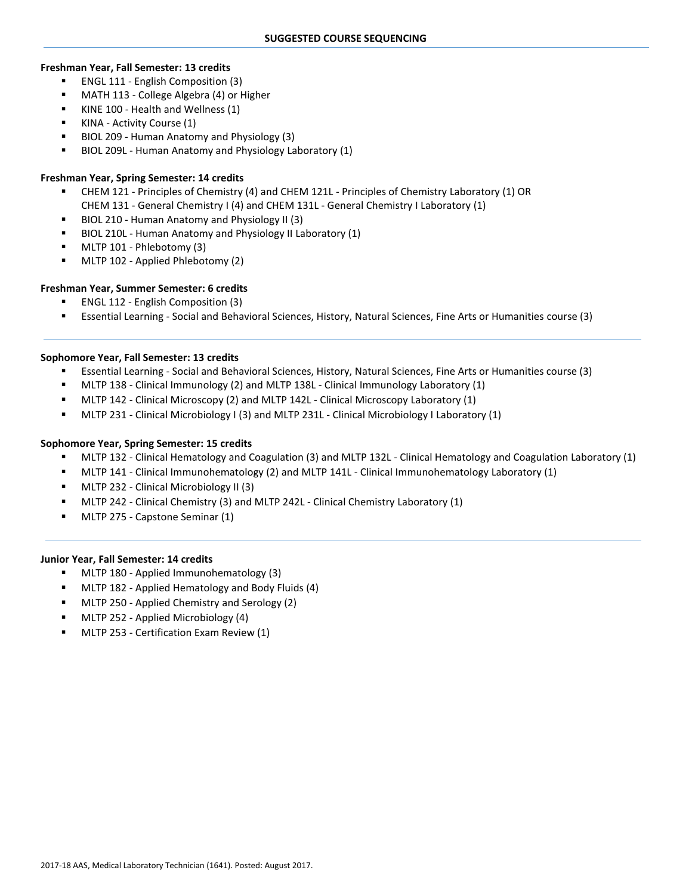## SUGGESTED COURSE SEQUENCING

**Freshman Year, Fall Semester: 13 credits**

- ENGL 111 - English Composition (3)
- MATH 113 - College Algebra (4) or Higher
- KINE 100 - Health and Wellness (1)
- KINA - Activity Course (1)
- BIOL 209 - Human Anatomy and Physiology (3)
- BIOL 209L - Human Anatomy and Physiology Laboratory (1)

**Freshman Year, Spring Semester: 14 credits**

- CHEM 121 - Principles of Chemistry (4) and CHEM 121L - Principles of Chemistry Laboratory (1) OR CHEM 131 - General Chemistry I (4) and CHEM 131L - General Chemistry I Laboratory (1)
- BIOL 210 - Human Anatomy and Physiology II (3)
- BIOL 210L - Human Anatomy and Physiology II Laboratory (1)
- MLTP 101 - Phlebotomy (3)
- MLTP 102 - Applied Phlebotomy (2)

**Freshman Year, Summer Semester: 6 credits**

- ENGL 112 - English Composition (3)
- Essential Learning - Social and Behavioral Sciences, History, Natural Sciences, Fine Arts or Humanities course (3)

---

**Sophomore Year, Fall Semester: 13 credits**

- Essential Learning - Social and Behavioral Sciences, History, Natural Sciences, Fine Arts or Humanities course (3)
- MLTP 138 - Clinical Immunology (2) and MLTP 138L - Clinical Immunology Laboratory (1)
- MLTP 142 - Clinical Microscopy (2) and MLTP 142L - Clinical Microscopy Laboratory (1)
- MLTP 231 - Clinical Microbiology I (3) and MLTP 231L - Clinical Microbiology I Laboratory (1)

**Sophomore Year, Spring Semester: 15 credits**

- MLTP 132 - Clinical Hematology and Coagulation (3) and MLTP 132L - Clinical Hematology and Coagulation Laboratory (1)
- MLTP 141 - Clinical Immunohematology (2) and MLTP 141L - Clinical Immunohematology Laboratory (1)
- MLTP 232 - Clinical Microbiology II (3)
- MLTP 242 - Clinical Chemistry (3) and MLTP 242L - Clinical Chemistry Laboratory (1)
- MLTP 275 - Capstone Seminar (1)

---

**Junior Year, Fall Semester: 14 credits**

- MLTP 180 - Applied Immunohematology (3)
- MLTP 182 - Applied Hematology and Body Fluids (4)
- MLTP 250 - Applied Chemistry and Serology (2)
- MLTP 252 - Applied Microbiology (4)
- MLTP 253 - Certification Exam Review (1)

2017-18 AAS, Medical Laboratory Technician (1641). Posted: August 2017.